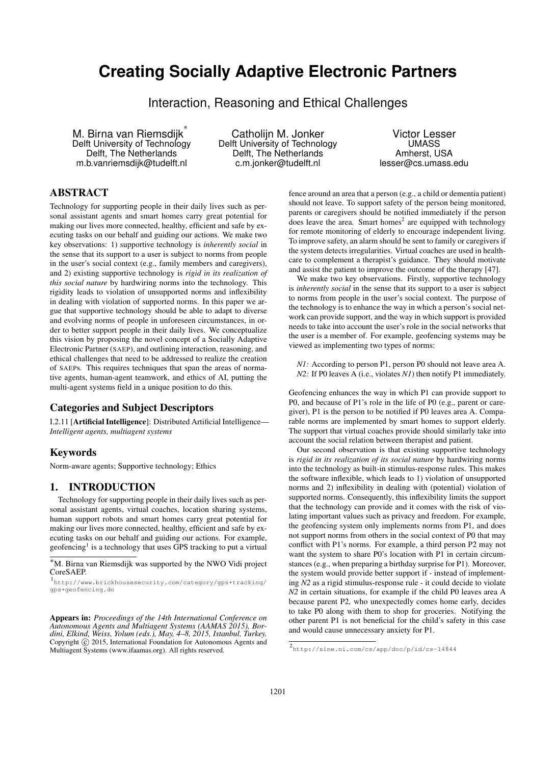# Creating Socially Adaptive Electronic Partners

## Interaction, Reasoning and Ethical Challenges

M. Birna van Riemsdijk[*]
Delft University of Technology
Delft, The Netherlands
m.b.vanriemsdijk@tudelft.nl

Catholijn M. Jonker
Delft University of Technology
Delft, The Netherlands
c.m.jonker@tudelft.nl

Victor Lesser
UMASS
Amherst, USA
lesser@cs.umass.edu

## ABSTRACT

Technology for supporting people in their daily lives such as personal assistant agents and smart homes carry great potential for making our lives more connected, healthy, efficient and safe by executing tasks on our behalf and guiding our actions. We make two key observations: 1) supportive technology is *inherently social* in the sense that its support to a user is subject to norms from people in the user's social context (e.g., family members and caregivers), and 2) existing supportive technology is *rigid in its realization of this social nature* by hardwiring norms into the technology. This rigidity leads to violation of unsupported norms and inflexibility in dealing with violation of supported norms. In this paper we argue that supportive technology should be able to adapt to diverse and evolving norms of people in unforeseen circumstances, in order to better support people in their daily lives. We conceptualize this vision by proposing the novel concept of a Socially Adaptive Electronic Partner (SAEP), and outlining interaction, reasoning, and ethical challenges that need to be addressed to realize the creation of SAEPs. This requires techniques that span the areas of normative agents, human-agent teamwork, and ethics of AI, putting the multi-agent systems field in a unique position to do this.

## Categories and Subject Descriptors

I.2.11 [**Artificial Intelligence**]: Distributed Artificial Intelligence—*Intelligent agents, multiagent systems*

## Keywords

Norm-aware agents; Supportive technology; Ethics

## 1. INTRODUCTION

Technology for supporting people in their daily lives such as personal assistant agents, virtual coaches, location sharing systems, human support robots and smart homes carry great potential for making our lives more connected, healthy, efficient and safe by executing tasks on our behalf and guiding our actions. For example, geofencing[1] is a technology that uses GPS tracking to put a virtual fence around an area that a person (e.g., a child or dementia patient) should not leave. To support safety of the person being monitored, parents or caregivers should be notified immediately if the person does leave the area. Smart homes[2] are equipped with technology for remote monitoring of elderly to encourage independent living. To improve safety, an alarm should be sent to family or caregivers if the system detects irregularities. Virtual coaches are used in healthcare to complement a therapist's guidance. They should motivate and assist the patient to improve the outcome of the therapy [47].

We make two key observations. Firstly, supportive technology is *inherently social* in the sense that its support to a user is subject to norms from people in the user's social context. The purpose of the technology is to enhance the way in which a person's social network can provide support, and the way in which support is provided needs to take into account the user's role in the social networks that the user is a member of. For example, geofencing systems may be viewed as implementing two types of norms:

*N1:* According to person P1, person P0 should not leave area A.
*N2:* If P0 leaves A (i.e., violates *N1*) then notify P1 immediately.

Geofencing enhances the way in which P1 can provide support to P0, and because of P1's role in the life of P0 (e.g., parent or caregiver), P1 is the person to be notified if P0 leaves area A. Comparable norms are implemented by smart homes to support elderly. The support that virtual coaches provide should similarly take into account the social relation between therapist and patient.

Our second observation is that existing supportive technology is *rigid in its realization of its social nature* by hardwiring norms into the technology as built-in stimulus-response rules. This makes the software inflexible, which leads to 1) violation of unsupported norms and 2) inflexibility in dealing with (potential) violation of supported norms. Consequently, this inflexibility limits the support that the technology can provide and it comes with the risk of violating important values such as privacy and freedom. For example, the geofencing system only implements norms from P1, and does not support norms from others in the social context of P0 that may conflict with P1's norms. For example, a third person P2 may not want the system to share P0's location with P1 in certain circumstances (e.g., when preparing a birthday surprise for P1). Moreover, the system would provide better support if - instead of implementing *N2* as a rigid stimulus-response rule - it could decide to violate *N2* in certain situations, for example if the child P0 leaves area A because parent P2, who unexpectedly comes home early, decides to take P0 along with them to shop for groceries. Notifying the other parent P1 is not beneficial for the child's safety in this case and would cause unnecessary anxiety for P1.

[*]M. Birna van Riemsdijk was supported by the NWO Vidi project CoreSAEP.

[1]http://www.brickhousesecurity.com/category/gps+tracking/gps+geofencing.do

[2]http://sine.ni.com/cs/app/doc/p/id/cs-14844

**Appears in:** *Proceedings of the 14th International Conference on Autonomous Agents and Multiagent Systems (AAMAS 2015), Bordini, Elkind, Weiss, Yolum (eds.), May, 4–8, 2015, Istanbul, Turkey.* Copyright © 2015, International Foundation for Autonomous Agents and Multiagent Systems (www.ifaamas.org). All rights reserved.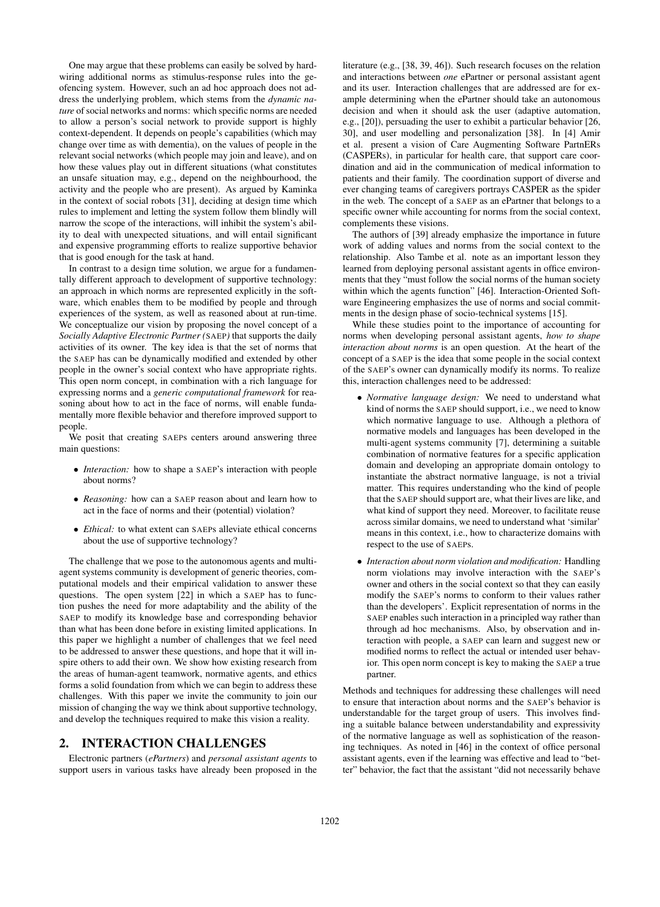One may argue that these problems can easily be solved by hardwiring additional norms as stimulus-response rules into the geofencing system. However, such an ad hoc approach does not address the underlying problem, which stems from the *dynamic nature* of social networks and norms: which specific norms are needed to allow a person's social network to provide support is highly context-dependent. It depends on people's capabilities (which may change over time as with dementia), on the values of people in the relevant social networks (which people may join and leave), and on how these values play out in different situations (what constitutes an unsafe situation may, e.g., depend on the neighbourhood, the activity and the people who are present). As argued by Kaminka in the context of social robots [31], deciding at design time which rules to implement and letting the system follow them blindly will narrow the scope of the interactions, will inhibit the system's ability to deal with unexpected situations, and will entail significant and expensive programming efforts to realize supportive behavior that is good enough for the task at hand.

In contrast to a design time solution, we argue for a fundamentally different approach to development of supportive technology: an approach in which norms are represented explicitly in the software, which enables them to be modified by people and through experiences of the system, as well as reasoned about at run-time. We conceptualize our vision by proposing the novel concept of a *Socially Adaptive Electronic Partner (SAEP)* that supports the daily activities of its owner. The key idea is that the set of norms that the SAEP has can be dynamically modified and extended by other people in the owner's social context who have appropriate rights. This open norm concept, in combination with a rich language for expressing norms and a *generic computational framework* for reasoning about how to act in the face of norms, will enable fundamentally more flexible behavior and therefore improved support to people.

We posit that creating SAEPs centers around answering three main questions:

- *Interaction:* how to shape a SAEP's interaction with people about norms?
- *Reasoning:* how can a SAEP reason about and learn how to act in the face of norms and their (potential) violation?
- *Ethical:* to what extent can SAEPs alleviate ethical concerns about the use of supportive technology?

The challenge that we pose to the autonomous agents and multi-agent systems community is development of generic theories, computational models and their empirical validation to answer these questions. The open system [22] in which a SAEP has to function pushes the need for more adaptability and the ability of the SAEP to modify its knowledge base and corresponding behavior than what has been done before in existing limited applications. In this paper we highlight a number of challenges that we feel need to be addressed to answer these questions, and hope that it will inspire others to add their own. We show how existing research from the areas of human-agent teamwork, normative agents, and ethics forms a solid foundation from which we can begin to address these challenges. With this paper we invite the community to join our mission of changing the way we think about supportive technology, and develop the techniques required to make this vision a reality.

## 2. INTERACTION CHALLENGES

Electronic partners (*ePartners*) and *personal assistant agents* to support users in various tasks have already been proposed in the literature (e.g., [38, 39, 46]). Such research focuses on the relation and interactions between *one* ePartner or personal assistant agent and its user. Interaction challenges that are addressed are for example determining when the ePartner should take an autonomous decision and when it should ask the user (adaptive automation, e.g., [20]), persuading the user to exhibit a particular behavior [26, 30], and user modelling and personalization [38]. In [4] Amir et al. present a vision of Care Augmenting Software PartnERs (CASPERs), in particular for health care, that support care coordination and aid in the communication of medical information to patients and their family. The coordination support of diverse and ever changing teams of caregivers portrays CASPER as the spider in the web. The concept of a SAEP as an ePartner that belongs to a specific owner while accounting for norms from the social context, complements these visions.

The authors of [39] already emphasize the importance in future work of adding values and norms from the social context to the relationship. Also Tambe et al. note as an important lesson they learned from deploying personal assistant agents in office environments that they "must follow the social norms of the human society within which the agents function" [46]. Interaction-Oriented Software Engineering emphasizes the use of norms and social commitments in the design phase of socio-technical systems [15].

While these studies point to the importance of accounting for norms when developing personal assistant agents, *how to shape interaction about norms* is an open question. At the heart of the concept of a SAEP is the idea that some people in the social context of the SAEP's owner can dynamically modify its norms. To realize this, interaction challenges need to be addressed:

- *Normative language design:* We need to understand what kind of norms the SAEP should support, i.e., we need to know which normative language to use. Although a plethora of normative models and languages has been developed in the multi-agent systems community [7], determining a suitable combination of normative features for a specific application domain and developing an appropriate domain ontology to instantiate the abstract normative language, is not a trivial matter. This requires understanding who the kind of people that the SAEP should support are, what their lives are like, and what kind of support they need. Moreover, to facilitate reuse across similar domains, we need to understand what 'similar' means in this context, i.e., how to characterize domains with respect to the use of SAEPs.
- *Interaction about norm violation and modification:* Handling norm violations may involve interaction with the SAEP's owner and others in the social context so that they can easily modify the SAEP's norms to conform to their values rather than the developers'. Explicit representation of norms in the SAEP enables such interaction in a principled way rather than through ad hoc mechanisms. Also, by observation and interaction with people, a SAEP can learn and suggest new or modified norms to reflect the actual or intended user behavior. This open norm concept is key to making the SAEP a true partner.

Methods and techniques for addressing these challenges will need to ensure that interaction about norms and the SAEP's behavior is understandable for the target group of users. This involves finding a suitable balance between understandability and expressivity of the normative language as well as sophistication of the reasoning techniques. As noted in [46] in the context of office personal assistant agents, even if the learning was effective and lead to "better" behavior, the fact that the assistant "did not necessarily behave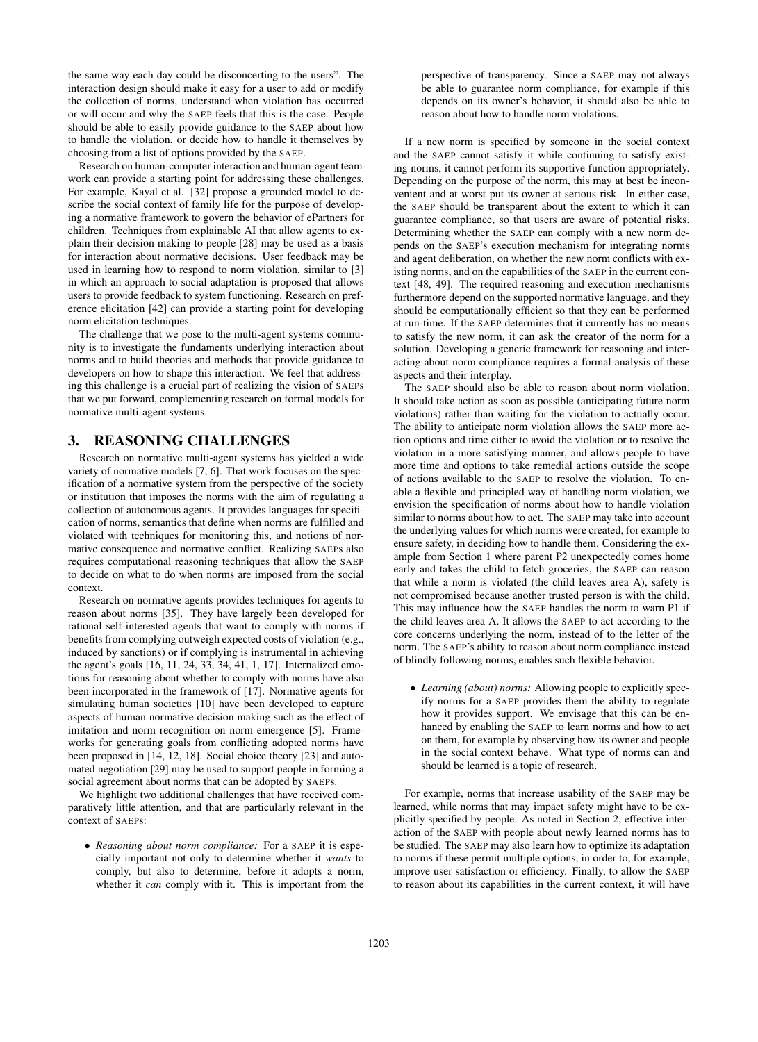the same way each day could be disconcerting to the users". The interaction design should make it easy for a user to add or modify the collection of norms, understand when violation has occurred or will occur and why the SAEP feels that this is the case. People should be able to easily provide guidance to the SAEP about how to handle the violation, or decide how to handle it themselves by choosing from a list of options provided by the SAEP.

Research on human-computer interaction and human-agent teamwork can provide a starting point for addressing these challenges. For example, Kayal et al. [32] propose a grounded model to describe the social context of family life for the purpose of developing a normative framework to govern the behavior of ePartners for children. Techniques from explainable AI that allow agents to explain their decision making to people [28] may be used as a basis for interaction about normative decisions. User feedback may be used in learning how to respond to norm violation, similar to [3] in which an approach to social adaptation is proposed that allows users to provide feedback to system functioning. Research on preference elicitation [42] can provide a starting point for developing norm elicitation techniques.

The challenge that we pose to the multi-agent systems community is to investigate the fundaments underlying interaction about norms and to build theories and methods that provide guidance to developers on how to shape this interaction. We feel that addressing this challenge is a crucial part of realizing the vision of SAEPs that we put forward, complementing research on formal models for normative multi-agent systems.

## 3. REASONING CHALLENGES

Research on normative multi-agent systems has yielded a wide variety of normative models [7, 6]. That work focuses on the specification of a normative system from the perspective of the society or institution that imposes the norms with the aim of regulating a collection of autonomous agents. It provides languages for specification of norms, semantics that define when norms are fulfilled and violated with techniques for monitoring this, and notions of normative consequence and normative conflict. Realizing SAEPs also requires computational reasoning techniques that allow the SAEP to decide on what to do when norms are imposed from the social context.

Research on normative agents provides techniques for agents to reason about norms [35]. They have largely been developed for rational self-interested agents that want to comply with norms if benefits from complying outweigh expected costs of violation (e.g., induced by sanctions) or if complying is instrumental in achieving the agent's goals [16, 11, 24, 33, 34, 41, 1, 17]. Internalized emotions for reasoning about whether to comply with norms have also been incorporated in the framework of [17]. Normative agents for simulating human societies [10] have been developed to capture aspects of human normative decision making such as the effect of imitation and norm recognition on norm emergence [5]. Frameworks for generating goals from conflicting adopted norms have been proposed in [14, 12, 18]. Social choice theory [23] and automated negotiation [29] may be used to support people in forming a social agreement about norms that can be adopted by SAEPs.

We highlight two additional challenges that have received comparatively little attention, and that are particularly relevant in the context of SAEPs:

- *Reasoning about norm compliance:* For a SAEP it is especially important not only to determine whether it *wants* to comply, but also to determine, before it adopts a norm, whether it *can* comply with it. This is important from the perspective of transparency. Since a SAEP may not always be able to guarantee norm compliance, for example if this depends on its owner's behavior, it should also be able to reason about how to handle norm violations.

If a new norm is specified by someone in the social context and the SAEP cannot satisfy it while continuing to satisfy existing norms, it cannot perform its supportive function appropriately. Depending on the purpose of the norm, this may at best be inconvenient and at worst put its owner at serious risk. In either case, the SAEP should be transparent about the extent to which it can guarantee compliance, so that users are aware of potential risks. Determining whether the SAEP can comply with a new norm depends on the SAEP's execution mechanism for integrating norms and agent deliberation, on whether the new norm conflicts with existing norms, and on the capabilities of the SAEP in the current context [48, 49]. The required reasoning and execution mechanisms furthermore depend on the supported normative language, and they should be computationally efficient so that they can be performed at run-time. If the SAEP determines that it currently has no means to satisfy the new norm, it can ask the creator of the norm for a solution. Developing a generic framework for reasoning and interacting about norm compliance requires a formal analysis of these aspects and their interplay.

The SAEP should also be able to reason about norm violation. It should take action as soon as possible (anticipating future norm violations) rather than waiting for the violation to actually occur. The ability to anticipate norm violation allows the SAEP more action options and time either to avoid the violation or to resolve the violation in a more satisfying manner, and allows people to have more time and options to take remedial actions outside the scope of actions available to the SAEP to resolve the violation. To enable a flexible and principled way of handling norm violation, we envision the specification of norms about how to handle violation similar to norms about how to act. The SAEP may take into account the underlying values for which norms were created, for example to ensure safety, in deciding how to handle them. Considering the example from Section 1 where parent P2 unexpectedly comes home early and takes the child to fetch groceries, the SAEP can reason that while a norm is violated (the child leaves area A), safety is not compromised because another trusted person is with the child. This may influence how the SAEP handles the norm to warn P1 if the child leaves area A. It allows the SAEP to act according to the core concerns underlying the norm, instead of to the letter of the norm. The SAEP's ability to reason about norm compliance instead of blindly following norms, enables such flexible behavior.

- *Learning (about) norms:* Allowing people to explicitly specify norms for a SAEP provides them the ability to regulate how it provides support. We envisage that this can be enhanced by enabling the SAEP to learn norms and how to act on them, for example by observing how its owner and people in the social context behave. What type of norms can and should be learned is a topic of research.

For example, norms that increase usability of the SAEP may be learned, while norms that may impact safety might have to be explicitly specified by people. As noted in Section 2, effective interaction of the SAEP with people about newly learned norms has to be studied. The SAEP may also learn how to optimize its adaptation to norms if these permit multiple options, in order to, for example, improve user satisfaction or efficiency. Finally, to allow the SAEP to reason about its capabilities in the current context, it will have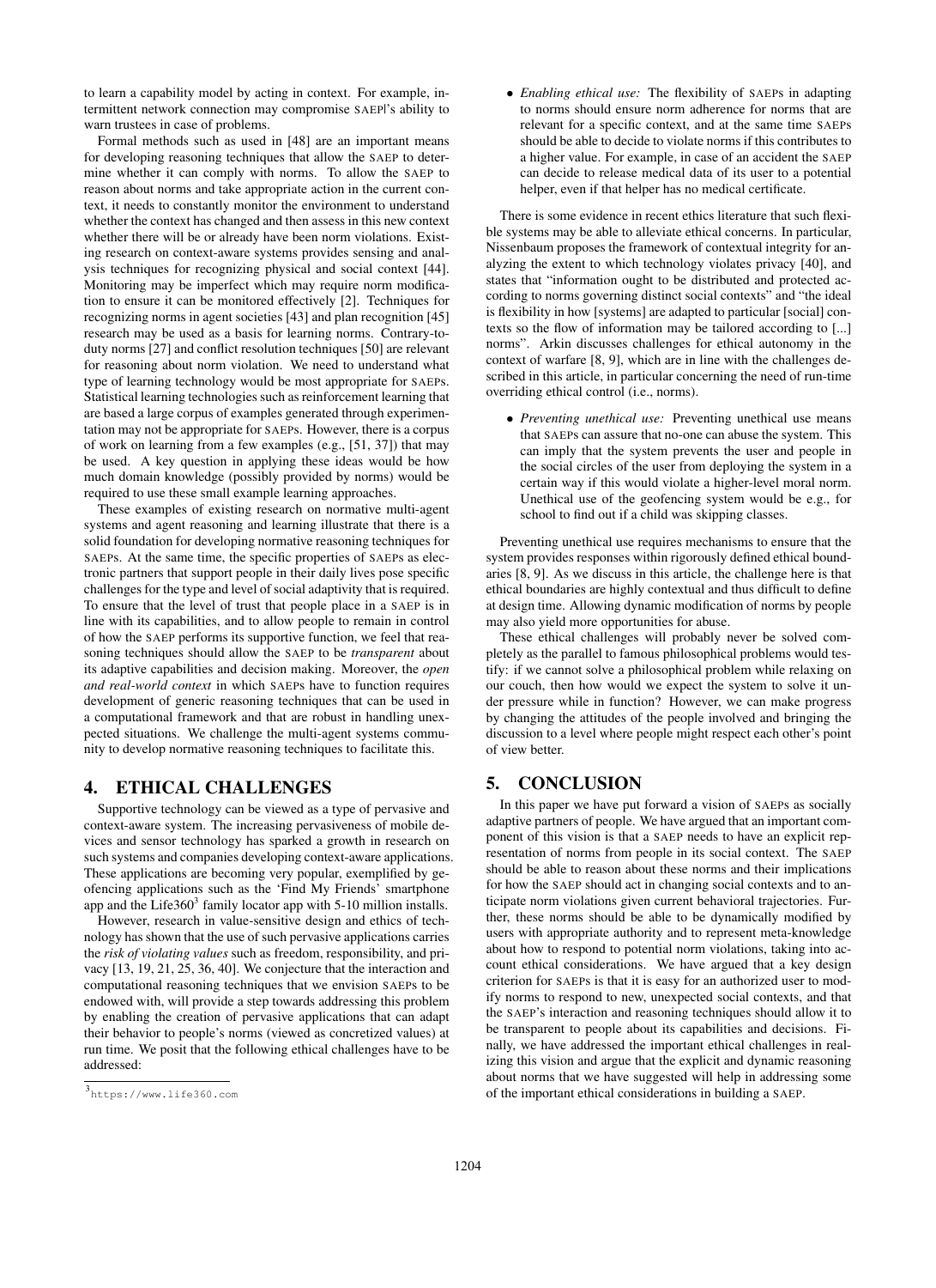to learn a capability model by acting in context. For example, intermittent network connection may compromise SAEP|'s ability to warn trustees in case of problems.

Formal methods such as used in [48] are an important means for developing reasoning techniques that allow the SAEP to determine whether it can comply with norms. To allow the SAEP to reason about norms and take appropriate action in the current context, it needs to constantly monitor the environment to understand whether the context has changed and then assess in this new context whether there will be or already have been norm violations. Existing research on context-aware systems provides sensing and analysis techniques for recognizing physical and social context [44]. Monitoring may be imperfect which may require norm modification to ensure it can be monitored effectively [2]. Techniques for recognizing norms in agent societies [43] and plan recognition [45] research may be used as a basis for learning norms. Contrary-to-duty norms [27] and conflict resolution techniques [50] are relevant for reasoning about norm violation. We need to understand what type of learning technology would be most appropriate for SAEPs. Statistical learning technologies such as reinforcement learning that are based a large corpus of examples generated through experimentation may not be appropriate for SAEPs. However, there is a corpus of work on learning from a few examples (e.g., [51, 37]) that may be used. A key question in applying these ideas would be how much domain knowledge (possibly provided by norms) would be required to use these small example learning approaches.

These examples of existing research on normative multi-agent systems and agent reasoning and learning illustrate that there is a solid foundation for developing normative reasoning techniques for SAEPs. At the same time, the specific properties of SAEPs as electronic partners that support people in their daily lives pose specific challenges for the type and level of social adaptivity that is required. To ensure that the level of trust that people place in a SAEP is in line with its capabilities, and to allow people to remain in control of how the SAEP performs its supportive function, we feel that reasoning techniques should allow the SAEP to be *transparent* about its adaptive capabilities and decision making. Moreover, the *open and real-world context* in which SAEPs have to function requires development of generic reasoning techniques that can be used in a computational framework and that are robust in handling unexpected situations. We challenge the multi-agent systems community to develop normative reasoning techniques to facilitate this.

## 4. ETHICAL CHALLENGES

Supportive technology can be viewed as a type of pervasive and context-aware system. The increasing pervasiveness of mobile devices and sensor technology has sparked a growth in research on such systems and companies developing context-aware applications. These applications are becoming very popular, exemplified by geofencing applications such as the 'Find My Friends' smartphone app and the Life360[3] family locator app with 5-10 million installs.

However, research in value-sensitive design and ethics of technology has shown that the use of such pervasive applications carries the *risk of violating values* such as freedom, responsibility, and privacy [13, 19, 21, 25, 36, 40]. We conjecture that the interaction and computational reasoning techniques that we envision SAEPs to be endowed with, will provide a step towards addressing this problem by enabling the creation of pervasive applications that can adapt their behavior to people's norms (viewed as concretized values) at run time. We posit that the following ethical challenges have to be addressed:

[3] https://www.life360.com

- *Enabling ethical use:* The flexibility of SAEPs in adapting to norms should ensure norm adherence for norms that are relevant for a specific context, and at the same time SAEPs should be able to decide to violate norms if this contributes to a higher value. For example, in case of an accident the SAEP can decide to release medical data of its user to a potential helper, even if that helper has no medical certificate.

There is some evidence in recent ethics literature that such flexible systems may be able to alleviate ethical concerns. In particular, Nissenbaum proposes the framework of contextual integrity for analyzing the extent to which technology violates privacy [40], and states that "information ought to be distributed and protected according to norms governing distinct social contexts" and "the ideal is flexibility in how [systems] are adapted to particular [social] contexts so the flow of information may be tailored according to [...] norms". Arkin discusses challenges for ethical autonomy in the context of warfare [8, 9], which are in line with the challenges described in this article, in particular concerning the need of run-time overriding ethical control (i.e., norms).

- *Preventing unethical use:* Preventing unethical use means that SAEPs can assure that no-one can abuse the system. This can imply that the system prevents the user and people in the social circles of the user from deploying the system in a certain way if this would violate a higher-level moral norm. Unethical use of the geofencing system would be e.g., for school to find out if a child was skipping classes.

Preventing unethical use requires mechanisms to ensure that the system provides responses within rigorously defined ethical boundaries [8, 9]. As we discuss in this article, the challenge here is that ethical boundaries are highly contextual and thus difficult to define at design time. Allowing dynamic modification of norms by people may also yield more opportunities for abuse.

These ethical challenges will probably never be solved completely as the parallel to famous philosophical problems would testify: if we cannot solve a philosophical problem while relaxing on our couch, then how would we expect the system to solve it under pressure while in function? However, we can make progress by changing the attitudes of the people involved and bringing the discussion to a level where people might respect each other's point of view better.

## 5. CONCLUSION

In this paper we have put forward a vision of SAEPs as socially adaptive partners of people. We have argued that an important component of this vision is that a SAEP needs to have an explicit representation of norms from people in its social context. The SAEP should be able to reason about these norms and their implications for how the SAEP should act in changing social contexts and to anticipate norm violations given current behavioral trajectories. Further, these norms should be able to be dynamically modified by users with appropriate authority and to represent meta-knowledge about how to respond to potential norm violations, taking into account ethical considerations. We have argued that a key design criterion for SAEPs is that it is easy for an authorized user to modify norms to respond to new, unexpected social contexts, and that the SAEP's interaction and reasoning techniques should allow it to be transparent to people about its capabilities and decisions. Finally, we have addressed the important ethical challenges in realizing this vision and argue that the explicit and dynamic reasoning about norms that we have suggested will help in addressing some of the important ethical considerations in building a SAEP.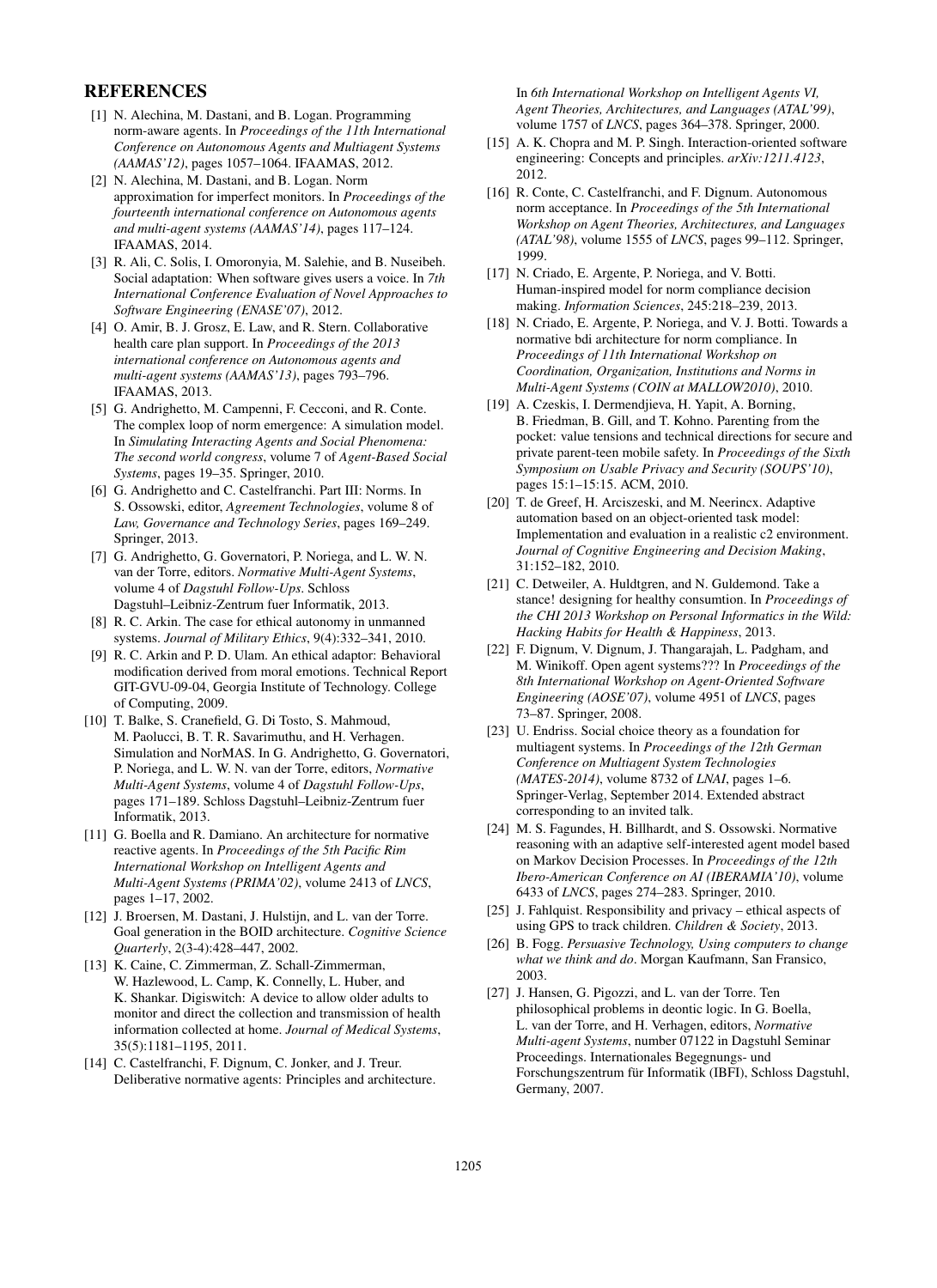## REFERENCES

[1] N. Alechina, M. Dastani, and B. Logan. Programming norm-aware agents. In *Proceedings of the 11th International Conference on Autonomous Agents and Multiagent Systems (AAMAS'12)*, pages 1057–1064. IFAAMAS, 2012.

[2] N. Alechina, M. Dastani, and B. Logan. Norm approximation for imperfect monitors. In *Proceedings of the fourteenth international conference on Autonomous agents and multi-agent systems (AAMAS'14)*, pages 117–124. IFAAMAS, 2014.

[3] R. Ali, C. Solis, I. Omoronyia, M. Salehie, and B. Nuseibeh. Social adaptation: When software gives users a voice. In *7th International Conference Evaluation of Novel Approaches to Software Engineering (ENASE'07)*, 2012.

[4] O. Amir, B. J. Grosz, E. Law, and R. Stern. Collaborative health care plan support. In *Proceedings of the 2013 international conference on Autonomous agents and multi-agent systems (AAMAS'13)*, pages 793–796. IFAAMAS, 2013.

[5] G. Andrighetto, M. Campenni, F. Cecconi, and R. Conte. The complex loop of norm emergence: A simulation model. In *Simulating Interacting Agents and Social Phenomena: The second world congress*, volume 7 of *Agent-Based Social Systems*, pages 19–35. Springer, 2010.

[6] G. Andrighetto and C. Castelfranchi. Part III: Norms. In S. Ossowski, editor, *Agreement Technologies*, volume 8 of *Law, Governance and Technology Series*, pages 169–249. Springer, 2013.

[7] G. Andrighetto, G. Governatori, P. Noriega, and L. W. N. van der Torre, editors. *Normative Multi-Agent Systems*, volume 4 of *Dagstuhl Follow-Ups*. Schloss Dagstuhl–Leibniz-Zentrum fuer Informatik, 2013.

[8] R. C. Arkin. The case for ethical autonomy in unmanned systems. *Journal of Military Ethics*, 9(4):332–341, 2010.

[9] R. C. Arkin and P. D. Ulam. An ethical adaptor: Behavioral modification derived from moral emotions. Technical Report GIT-GVU-09-04, Georgia Institute of Technology. College of Computing, 2009.

[10] T. Balke, S. Cranefield, G. Di Tosto, S. Mahmoud, M. Paolucci, B. T. R. Savarimuthu, and H. Verhagen. Simulation and NorMAS. In G. Andrighetto, G. Governatori, P. Noriega, and L. W. N. van der Torre, editors, *Normative Multi-Agent Systems*, volume 4 of *Dagstuhl Follow-Ups*, pages 171–189. Schloss Dagstuhl–Leibniz-Zentrum fuer Informatik, 2013.

[11] G. Boella and R. Damiano. An architecture for normative reactive agents. In *Proceedings of the 5th Pacific Rim International Workshop on Intelligent Agents and Multi-Agent Systems (PRIMA'02)*, volume 2413 of *LNCS*, pages 1–17, 2002.

[12] J. Broersen, M. Dastani, J. Hulstijn, and L. van der Torre. Goal generation in the BOID architecture. *Cognitive Science Quarterly*, 2(3-4):428–447, 2002.

[13] K. Caine, C. Zimmerman, Z. Schall-Zimmerman, W. Hazlewood, L. Camp, K. Connelly, L. Huber, and K. Shankar. Digiswitch: A device to allow older adults to monitor and direct the collection and transmission of health information collected at home. *Journal of Medical Systems*, 35(5):1181–1195, 2011.

[14] C. Castelfranchi, F. Dignum, C. Jonker, and J. Treur. Deliberative normative agents: Principles and architecture. In *6th International Workshop on Intelligent Agents VI, Agent Theories, Architectures, and Languages (ATAL'99)*, volume 1757 of *LNCS*, pages 364–378. Springer, 2000.

[15] A. K. Chopra and M. P. Singh. Interaction-oriented software engineering: Concepts and principles. *arXiv:1211.4123*, 2012.

[16] R. Conte, C. Castelfranchi, and F. Dignum. Autonomous norm acceptance. In *Proceedings of the 5th International Workshop on Agent Theories, Architectures, and Languages (ATAL'98)*, volume 1555 of *LNCS*, pages 99–112. Springer, 1999.

[17] N. Criado, E. Argente, P. Noriega, and V. Botti. Human-inspired model for norm compliance decision making. *Information Sciences*, 245:218–239, 2013.

[18] N. Criado, E. Argente, P. Noriega, and V. J. Botti. Towards a normative bdi architecture for norm compliance. In *Proceedings of 11th International Workshop on Coordination, Organization, Institutions and Norms in Multi-Agent Systems (COIN at MALLOW2010)*, 2010.

[19] A. Czeskis, I. Dermendjieva, H. Yapit, A. Borning, B. Friedman, B. Gill, and T. Kohno. Parenting from the pocket: value tensions and technical directions for secure and private parent-teen mobile safety. In *Proceedings of the Sixth Symposium on Usable Privacy and Security (SOUPS'10)*, pages 15:1–15:15. ACM, 2010.

[20] T. de Greef, H. Arciszeski, and M. Neerincx. Adaptive automation based on an object-oriented task model: Implementation and evaluation in a realistic c2 environment. *Journal of Cognitive Engineering and Decision Making*, 31:152–182, 2010.

[21] C. Detweiler, A. Huldtgren, and N. Guldemond. Take a stance! designing for healthy consumtion. In *Proceedings of the CHI 2013 Workshop on Personal Informatics in the Wild: Hacking Habits for Health & Happiness*, 2013.

[22] F. Dignum, V. Dignum, J. Thangarajah, L. Padgham, and M. Winikoff. Open agent systems??? In *Proceedings of the 8th International Workshop on Agent-Oriented Software Engineering (AOSE'07)*, volume 4951 of *LNCS*, pages 73–87. Springer, 2008.

[23] U. Endriss. Social choice theory as a foundation for multiagent systems. In *Proceedings of the 12th German Conference on Multiagent System Technologies (MATES-2014)*, volume 8732 of *LNAI*, pages 1–6. Springer-Verlag, September 2014. Extended abstract corresponding to an invited talk.

[24] M. S. Fagundes, H. Billhardt, and S. Ossowski. Normative reasoning with an adaptive self-interested agent model based on Markov Decision Processes. In *Proceedings of the 12th Ibero-American Conference on AI (IBERAMIA'10)*, volume 6433 of *LNCS*, pages 274–283. Springer, 2010.

[25] J. Fahlquist. Responsibility and privacy – ethical aspects of using GPS to track children. *Children & Society*, 2013.

[26] B. Fogg. *Persuasive Technology, Using computers to change what we think and do*. Morgan Kaufmann, San Fransico, 2003.

[27] J. Hansen, G. Pigozzi, and L. van der Torre. Ten philosophical problems in deontic logic. In G. Boella, L. van der Torre, and H. Verhagen, editors, *Normative Multi-agent Systems*, number 07122 in Dagstuhl Seminar Proceedings. Internationales Begegnungs- und Forschungszentrum für Informatik (IBFI), Schloss Dagstuhl, Germany, 2007.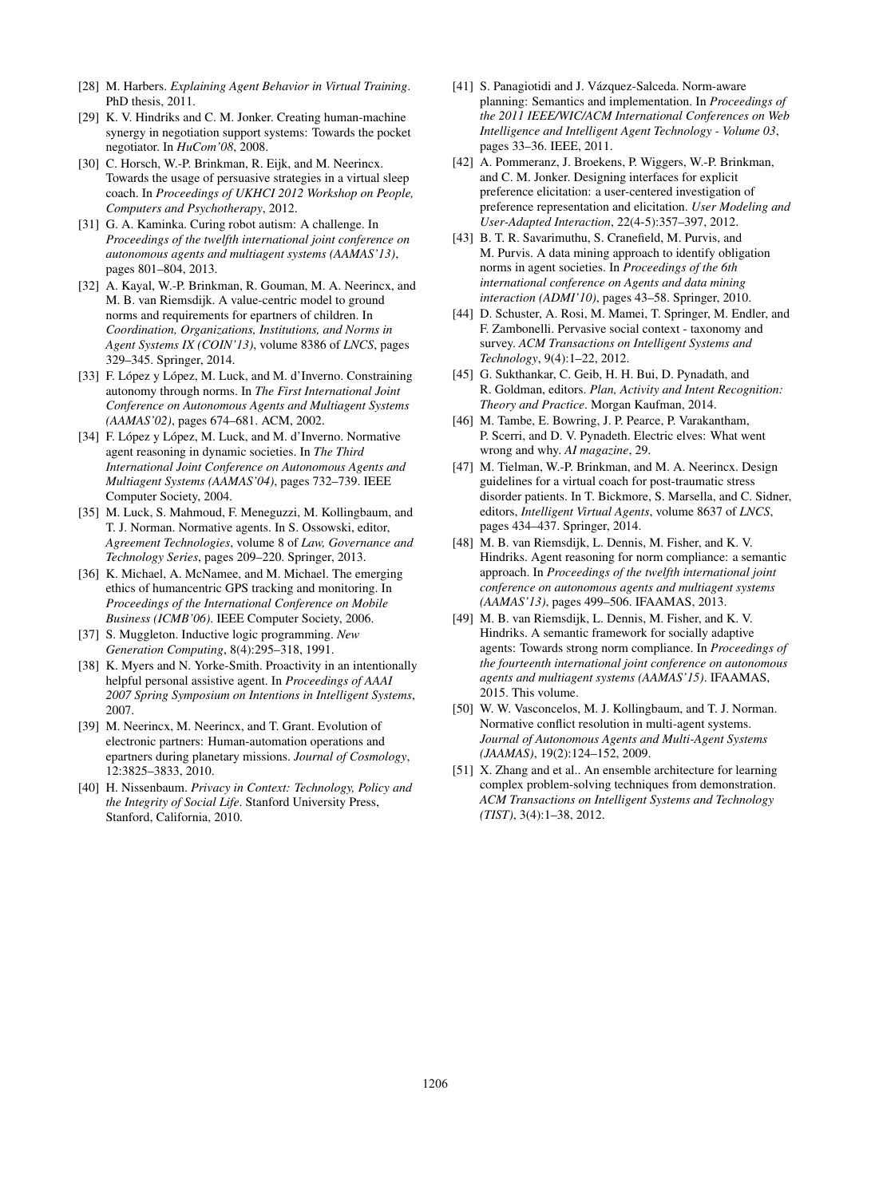[28] M. Harbers. *Explaining Agent Behavior in Virtual Training*. PhD thesis, 2011.

[29] K. V. Hindriks and C. M. Jonker. Creating human-machine synergy in negotiation support systems: Towards the pocket negotiator. In *HuCom'08*, 2008.

[30] C. Horsch, W.-P. Brinkman, R. Eijk, and M. Neerincx. Towards the usage of persuasive strategies in a virtual sleep coach. In *Proceedings of UKHCI 2012 Workshop on People, Computers and Psychotherapy*, 2012.

[31] G. A. Kaminka. Curing robot autism: A challenge. In *Proceedings of the twelfth international joint conference on autonomous agents and multiagent systems (AAMAS'13)*, pages 801–804, 2013.

[32] A. Kayal, W.-P. Brinkman, R. Gouman, M. A. Neerincx, and M. B. van Riemsdijk. A value-centric model to ground norms and requirements for epartners of children. In *Coordination, Organizations, Institutions, and Norms in Agent Systems IX (COIN'13)*, volume 8386 of *LNCS*, pages 329–345. Springer, 2014.

[33] F. López y López, M. Luck, and M. d'Inverno. Constraining autonomy through norms. In *The First International Joint Conference on Autonomous Agents and Multiagent Systems (AAMAS'02)*, pages 674–681. ACM, 2002.

[34] F. López y López, M. Luck, and M. d'Inverno. Normative agent reasoning in dynamic societies. In *The Third International Joint Conference on Autonomous Agents and Multiagent Systems (AAMAS'04)*, pages 732–739. IEEE Computer Society, 2004.

[35] M. Luck, S. Mahmoud, F. Meneguzzi, M. Kollingbaum, and T. J. Norman. Normative agents. In S. Ossowski, editor, *Agreement Technologies*, volume 8 of *Law, Governance and Technology Series*, pages 209–220. Springer, 2013.

[36] K. Michael, A. McNamee, and M. Michael. The emerging ethics of humancentric GPS tracking and monitoring. In *Proceedings of the International Conference on Mobile Business (ICMB'06)*. IEEE Computer Society, 2006.

[37] S. Muggleton. Inductive logic programming. *New Generation Computing*, 8(4):295–318, 1991.

[38] K. Myers and N. Yorke-Smith. Proactivity in an intentionally helpful personal assistive agent. In *Proceedings of AAAI 2007 Spring Symposium on Intentions in Intelligent Systems*, 2007.

[39] M. Neerincx, M. Neerincx, and T. Grant. Evolution of electronic partners: Human-automation operations and epartners during planetary missions. *Journal of Cosmology*, 12:3825–3833, 2010.

[40] H. Nissenbaum. *Privacy in Context: Technology, Policy and the Integrity of Social Life*. Stanford University Press, Stanford, California, 2010.

[41] S. Panagiotidi and J. Vázquez-Salceda. Norm-aware planning: Semantics and implementation. In *Proceedings of the 2011 IEEE/WIC/ACM International Conferences on Web Intelligence and Intelligent Agent Technology - Volume 03*, pages 33–36. IEEE, 2011.

[42] A. Pommeranz, J. Broekens, P. Wiggers, W.-P. Brinkman, and C. M. Jonker. Designing interfaces for explicit preference elicitation: a user-centered investigation of preference representation and elicitation. *User Modeling and User-Adapted Interaction*, 22(4-5):357–397, 2012.

[43] B. T. R. Savarimuthu, S. Cranefield, M. Purvis, and M. Purvis. A data mining approach to identify obligation norms in agent societies. In *Proceedings of the 6th international conference on Agents and data mining interaction (ADMI'10)*, pages 43–58. Springer, 2010.

[44] D. Schuster, A. Rosi, M. Mamei, T. Springer, M. Endler, and F. Zambonelli. Pervasive social context - taxonomy and survey. *ACM Transactions on Intelligent Systems and Technology*, 9(4):1–22, 2012.

[45] G. Sukthankar, C. Geib, H. H. Bui, D. Pynadath, and R. Goldman, editors. *Plan, Activity and Intent Recognition: Theory and Practice*. Morgan Kaufman, 2014.

[46] M. Tambe, E. Bowring, J. P. Pearce, P. Varakantham, P. Scerri, and D. V. Pynadeth. Electric elves: What went wrong and why. *AI magazine*, 29.

[47] M. Tielman, W.-P. Brinkman, and M. A. Neerincx. Design guidelines for a virtual coach for post-traumatic stress disorder patients. In T. Bickmore, S. Marsella, and C. Sidner, editors, *Intelligent Virtual Agents*, volume 8637 of *LNCS*, pages 434–437. Springer, 2014.

[48] M. B. van Riemsdijk, L. Dennis, M. Fisher, and K. V. Hindriks. Agent reasoning for norm compliance: a semantic approach. In *Proceedings of the twelfth international joint conference on autonomous agents and multiagent systems (AAMAS'13)*, pages 499–506. IFAAMAS, 2013.

[49] M. B. van Riemsdijk, L. Dennis, M. Fisher, and K. V. Hindriks. A semantic framework for socially adaptive agents: Towards strong norm compliance. In *Proceedings of the fourteenth international joint conference on autonomous agents and multiagent systems (AAMAS'15)*. IFAAMAS, 2015. This volume.

[50] W. W. Vasconcelos, M. J. Kollingbaum, and T. J. Norman. Normative conflict resolution in multi-agent systems. *Journal of Autonomous Agents and Multi-Agent Systems (JAAMAS)*, 19(2):124–152, 2009.

[51] X. Zhang and et al.. An ensemble architecture for learning complex problem-solving techniques from demonstration. *ACM Transactions on Intelligent Systems and Technology (TIST)*, 3(4):1–38, 2012.